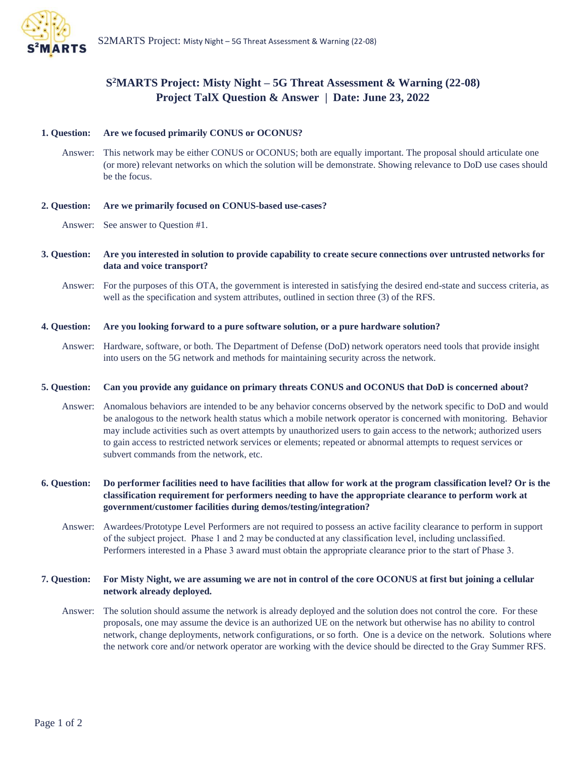# S[2]MARTS Project: Misty Night – 5G Threat Assessment & Warning (22-08)
## Project TalX Question & Answer | Date: June 23, 2022

**1. Question: Are we focused primarily CONUS or OCONUS?**

Answer: This network may be either CONUS or OCONUS; both are equally important. The proposal should articulate one (or more) relevant networks on which the solution will be demonstrate. Showing relevance to DoD use cases should be the focus.

**2. Question: Are we primarily focused on CONUS-based use-cases?**

Answer: See answer to Question #1.

**3. Question: Are you interested in solution to provide capability to create secure connections over untrusted networks for data and voice transport?**

Answer: For the purposes of this OTA, the government is interested in satisfying the desired end-state and success criteria, as well as the specification and system attributes, outlined in section three (3) of the RFS.

**4. Question: Are you looking forward to a pure software solution, or a pure hardware solution?**

Answer: Hardware, software, or both. The Department of Defense (DoD) network operators need tools that provide insight into users on the 5G network and methods for maintaining security across the network.

**5. Question: Can you provide any guidance on primary threats CONUS and OCONUS that DoD is concerned about?**

Answer: Anomalous behaviors are intended to be any behavior concerns observed by the network specific to DoD and would be analogous to the network health status which a mobile network operator is concerned with monitoring. Behavior may include activities such as overt attempts by unauthorized users to gain access to the network; authorized users to gain access to restricted network services or elements; repeated or abnormal attempts to request services or subvert commands from the network, etc.

**6. Question: Do performer facilities need to have facilities that allow for work at the program classification level? Or is the classification requirement for performers needing to have the appropriate clearance to perform work at government/customer facilities during demos/testing/integration?**

Answer: Awardees/Prototype Level Performers are not required to possess an active facility clearance to perform in support of the subject project. Phase 1 and 2 may be conducted at any classification level, including unclassified. Performers interested in a Phase 3 award must obtain the appropriate clearance prior to the start of Phase 3.

**7. Question: For Misty Night, we are assuming we are not in control of the core OCONUS at first but joining a cellular network already deployed.**

Answer: The solution should assume the network is already deployed and the solution does not control the core. For these proposals, one may assume the device is an authorized UE on the network but otherwise has no ability to control network, change deployments, network configurations, or so forth. One is a device on the network. Solutions where the network core and/or network operator are working with the device should be directed to the Gray Summer RFS.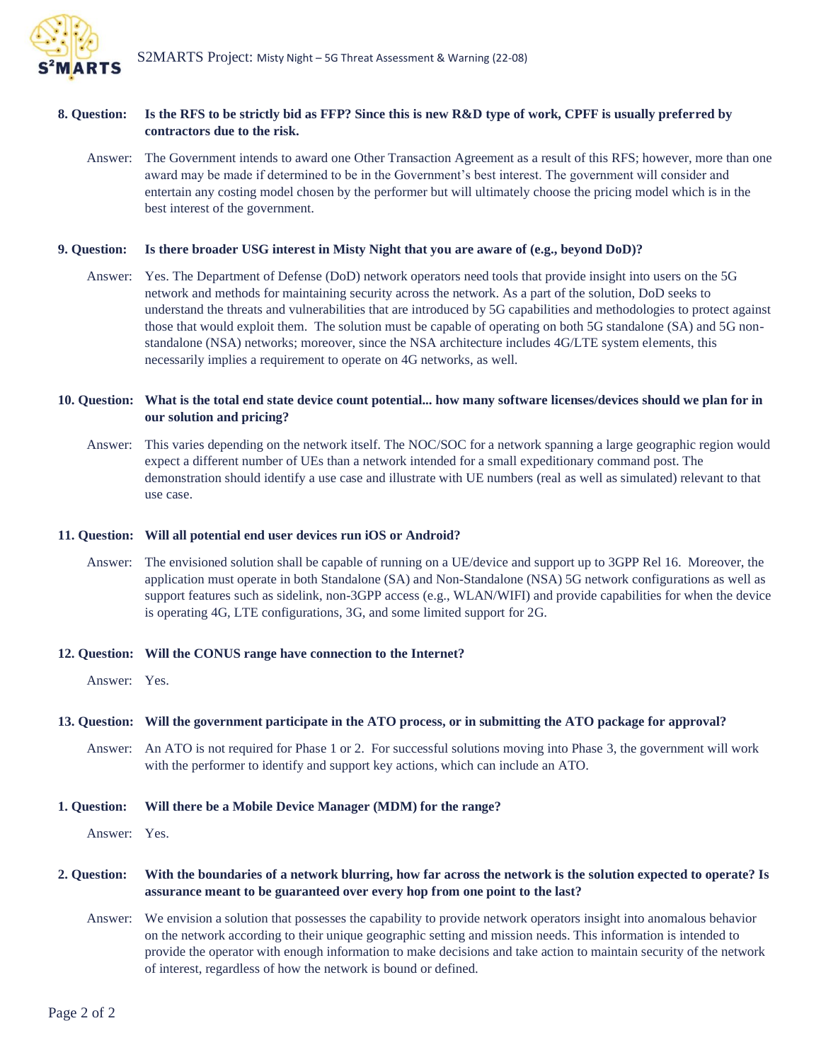**8. Question: Is the RFS to be strictly bid as FFP? Since this is new R&D type of work, CPFF is usually preferred by contractors due to the risk.**

Answer: The Government intends to award one Other Transaction Agreement as a result of this RFS; however, more than one award may be made if determined to be in the Government's best interest. The government will consider and entertain any costing model chosen by the performer but will ultimately choose the pricing model which is in the best interest of the government.

**9. Question: Is there broader USG interest in Misty Night that you are aware of (e.g., beyond DoD)?**

Answer: Yes. The Department of Defense (DoD) network operators need tools that provide insight into users on the 5G network and methods for maintaining security across the network. As a part of the solution, DoD seeks to understand the threats and vulnerabilities that are introduced by 5G capabilities and methodologies to protect against those that would exploit them. The solution must be capable of operating on both 5G standalone (SA) and 5G non-standalone (NSA) networks; moreover, since the NSA architecture includes 4G/LTE system elements, this necessarily implies a requirement to operate on 4G networks, as well.

**10. Question: What is the total end state device count potential... how many software licenses/devices should we plan for in our solution and pricing?**

Answer: This varies depending on the network itself. The NOC/SOC for a network spanning a large geographic region would expect a different number of UEs than a network intended for a small expeditionary command post. The demonstration should identify a use case and illustrate with UE numbers (real as well as simulated) relevant to that use case.

**11. Question: Will all potential end user devices run iOS or Android?**

Answer: The envisioned solution shall be capable of running on a UE/device and support up to 3GPP Rel 16. Moreover, the application must operate in both Standalone (SA) and Non-Standalone (NSA) 5G network configurations as well as support features such as sidelink, non-3GPP access (e.g., WLAN/WIFI) and provide capabilities for when the device is operating 4G, LTE configurations, 3G, and some limited support for 2G.

**12. Question: Will the CONUS range have connection to the Internet?**

Answer: Yes.

**13. Question: Will the government participate in the ATO process, or in submitting the ATO package for approval?**

Answer: An ATO is not required for Phase 1 or 2. For successful solutions moving into Phase 3, the government will work with the performer to identify and support key actions, which can include an ATO.

**1. Question: Will there be a Mobile Device Manager (MDM) for the range?**

Answer: Yes.

**2. Question: With the boundaries of a network blurring, how far across the network is the solution expected to operate? Is assurance meant to be guaranteed over every hop from one point to the last?**

Answer: We envision a solution that possesses the capability to provide network operators insight into anomalous behavior on the network according to their unique geographic setting and mission needs. This information is intended to provide the operator with enough information to make decisions and take action to maintain security of the network of interest, regardless of how the network is bound or defined.